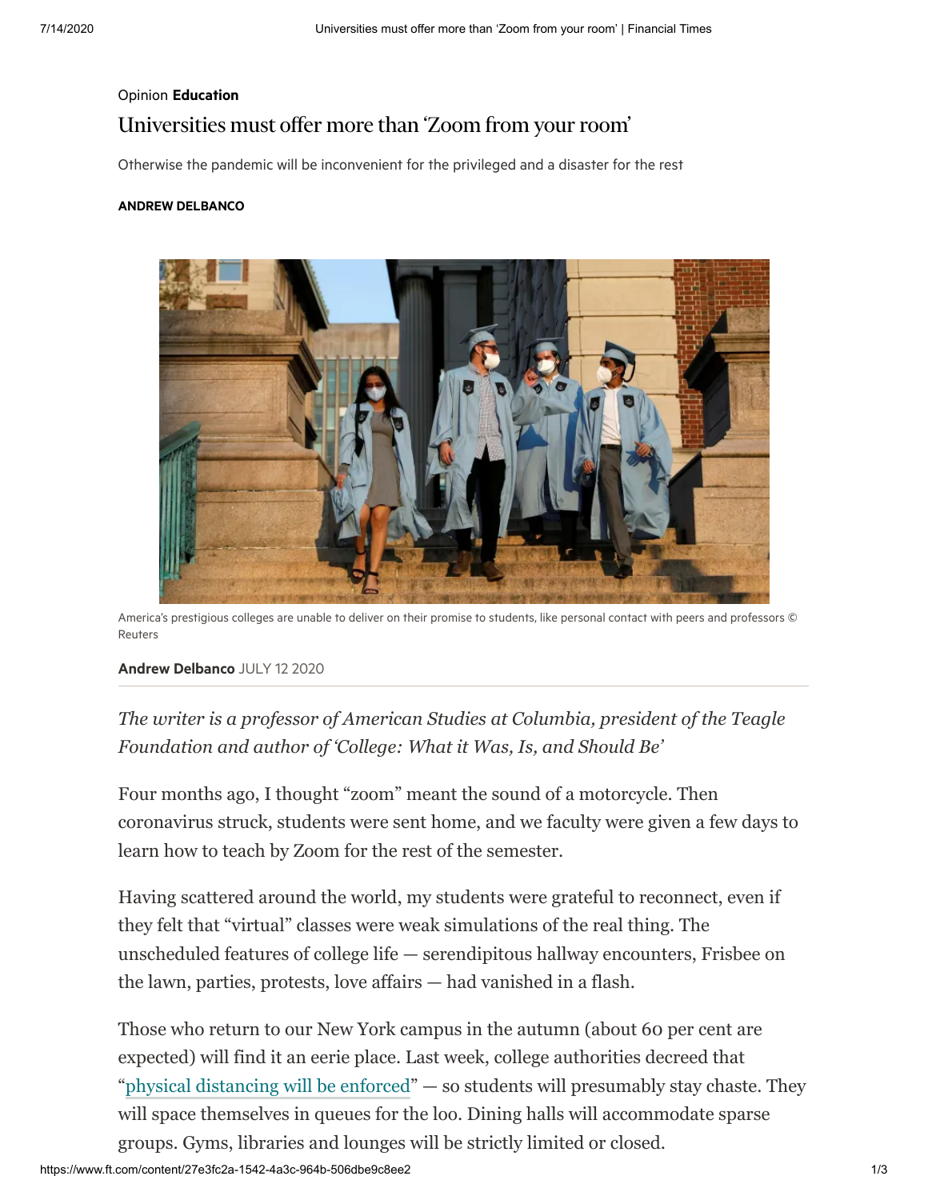Opinion **Education**

# Universities must offer more than 'Zoom from your room'

Otherwise the pandemic will be inconvenient for the privileged and a disaster for the rest

**ANDREW DELBANCO**

America's prestigious colleges are unable to deliver on their promise to students, like personal contact with peers and professors © Reuters

**Andrew Delbanco** JULY 12 2020

*The writer is a professor of American Studies at Columbia, president of the Teagle Foundation and author of 'College: What it Was, Is, and Should Be'*

Four months ago, I thought "zoom" meant the sound of a motorcycle. Then coronavirus struck, students were sent home, and we faculty were given a few days to learn how to teach by Zoom for the rest of the semester.

Having scattered around the world, my students were grateful to reconnect, even if they felt that "virtual" classes were weak simulations of the real thing. The unscheduled features of college life — serendipitous hallway encounters, Frisbee on the lawn, parties, protests, love affairs — had vanished in a flash.

Those who return to our New York campus in the autumn (about 60 per cent are expected) will find it an eerie place. Last week, college authorities decreed that "physical distancing will be enforced" — so students will presumably stay chaste. They will space themselves in queues for the loo. Dining halls will accommodate sparse groups. Gyms, libraries and lounges will be strictly limited or closed.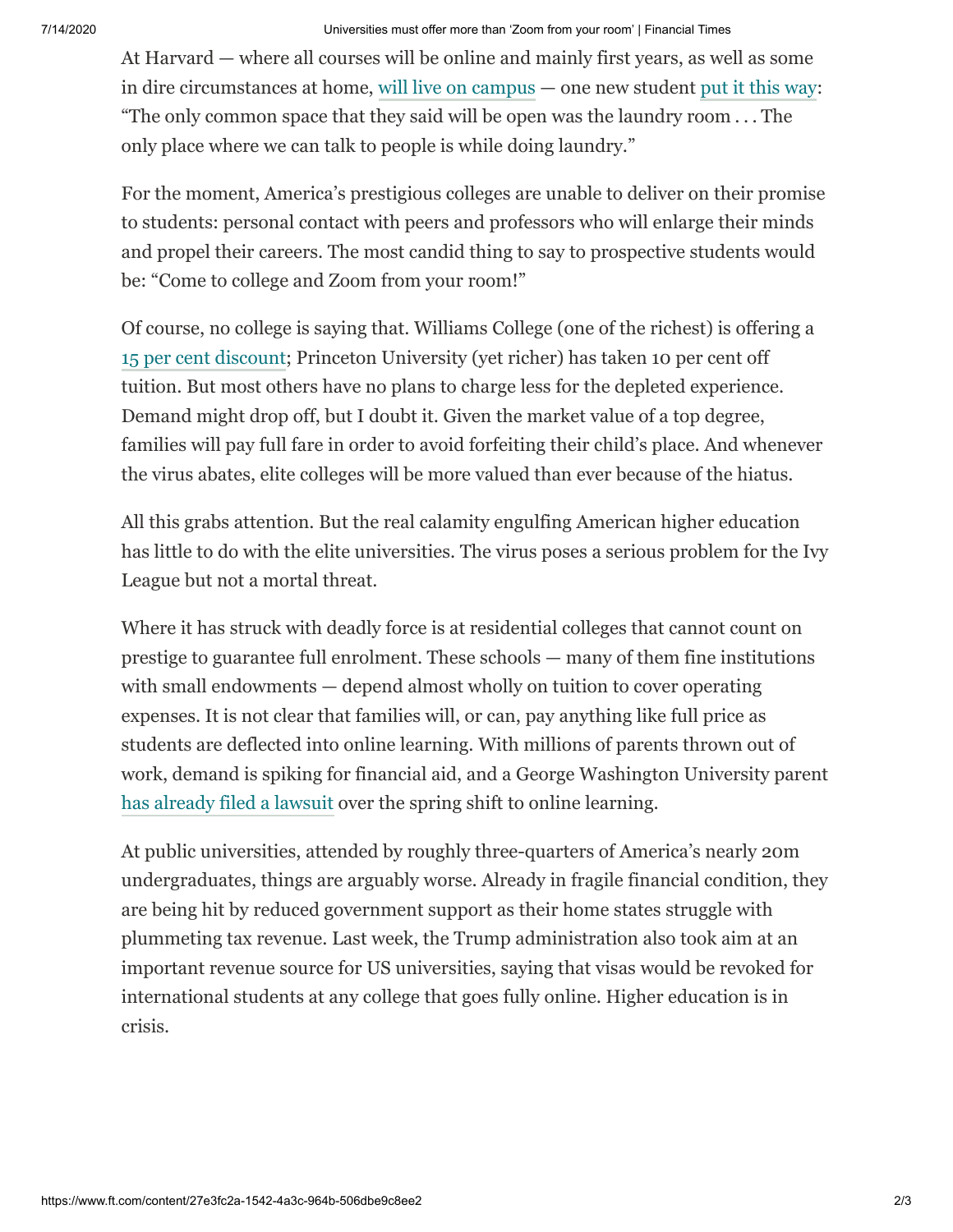At Harvard — where all courses will be online and mainly first years, as well as some in dire circumstances at home, will live on campus — one new student put it this way: "The only common space that they said will be open was the laundry room . . . The only place where we can talk to people is while doing laundry."

For the moment, America's prestigious colleges are unable to deliver on their promise to students: personal contact with peers and professors who will enlarge their minds and propel their careers. The most candid thing to say to prospective students would be: "Come to college and Zoom from your room!"

Of course, no college is saying that. Williams College (one of the richest) is offering a 15 per cent discount; Princeton University (yet richer) has taken 10 per cent off tuition. But most others have no plans to charge less for the depleted experience. Demand might drop off, but I doubt it. Given the market value of a top degree, families will pay full fare in order to avoid forfeiting their child's place. And whenever the virus abates, elite colleges will be more valued than ever because of the hiatus.

All this grabs attention. But the real calamity engulfing American higher education has little to do with the elite universities. The virus poses a serious problem for the Ivy League but not a mortal threat.

Where it has struck with deadly force is at residential colleges that cannot count on prestige to guarantee full enrolment. These schools — many of them fine institutions with small endowments — depend almost wholly on tuition to cover operating expenses. It is not clear that families will, or can, pay anything like full price as students are deflected into online learning. With millions of parents thrown out of work, demand is spiking for financial aid, and a George Washington University parent has already filed a lawsuit over the spring shift to online learning.

At public universities, attended by roughly three-quarters of America's nearly 20m undergraduates, things are arguably worse. Already in fragile financial condition, they are being hit by reduced government support as their home states struggle with plummeting tax revenue. Last week, the Trump administration also took aim at an important revenue source for US universities, saying that visas would be revoked for international students at any college that goes fully online. Higher education is in crisis.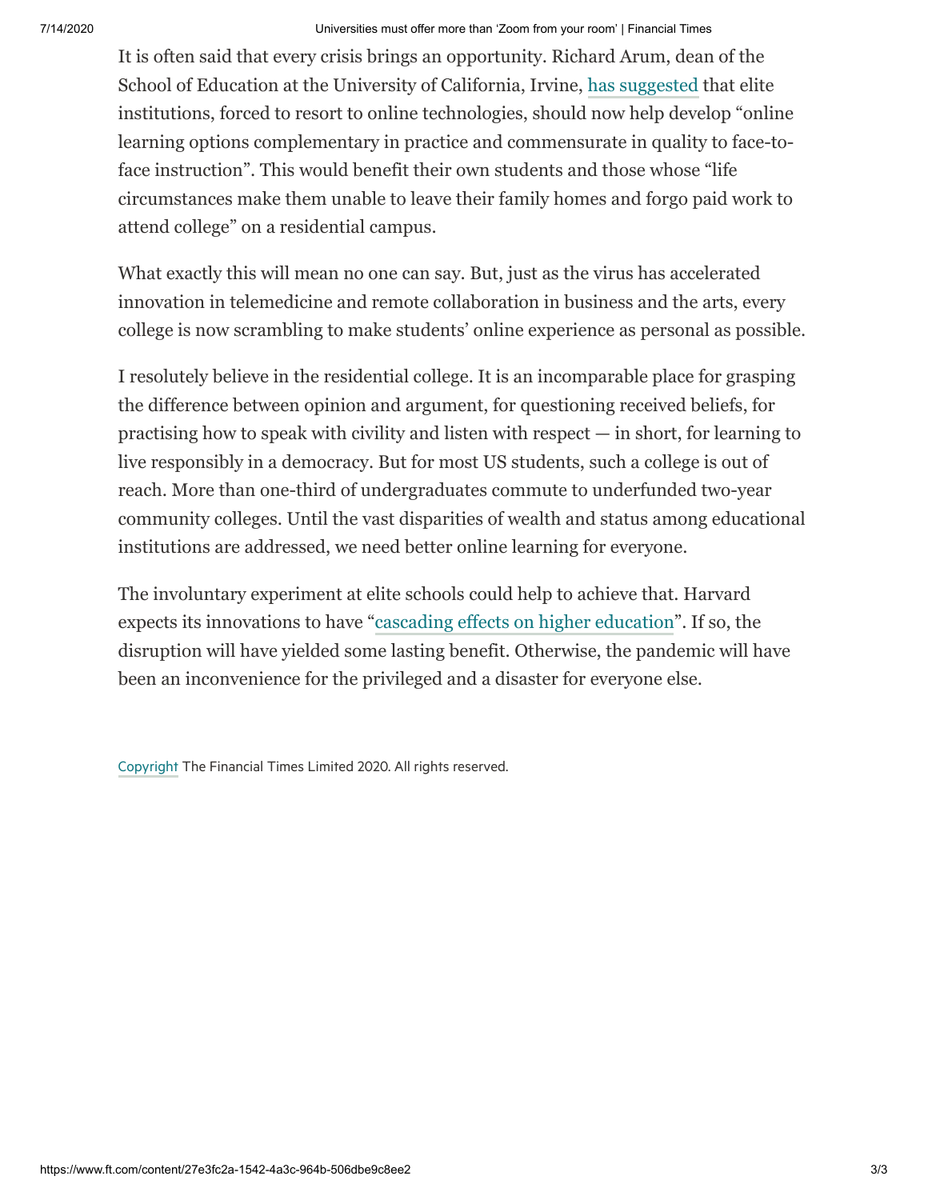It is often said that every crisis brings an opportunity. Richard Arum, dean of the School of Education at the University of California, Irvine, has suggested that elite institutions, forced to resort to online technologies, should now help develop "online learning options complementary in practice and commensurate in quality to face-to-face instruction". This would benefit their own students and those whose "life circumstances make them unable to leave their family homes and forgo paid work to attend college" on a residential campus.

What exactly this will mean no one can say. But, just as the virus has accelerated innovation in telemedicine and remote collaboration in business and the arts, every college is now scrambling to make students' online experience as personal as possible.

I resolutely believe in the residential college. It is an incomparable place for grasping the difference between opinion and argument, for questioning received beliefs, for practising how to speak with civility and listen with respect — in short, for learning to live responsibly in a democracy. But for most US students, such a college is out of reach. More than one-third of undergraduates commute to underfunded two-year community colleges. Until the vast disparities of wealth and status among educational institutions are addressed, we need better online learning for everyone.

The involuntary experiment at elite schools could help to achieve that. Harvard expects its innovations to have "cascading effects on higher education". If so, the disruption will have yielded some lasting benefit. Otherwise, the pandemic will have been an inconvenience for the privileged and a disaster for everyone else.

Copyright The Financial Times Limited 2020. All rights reserved.